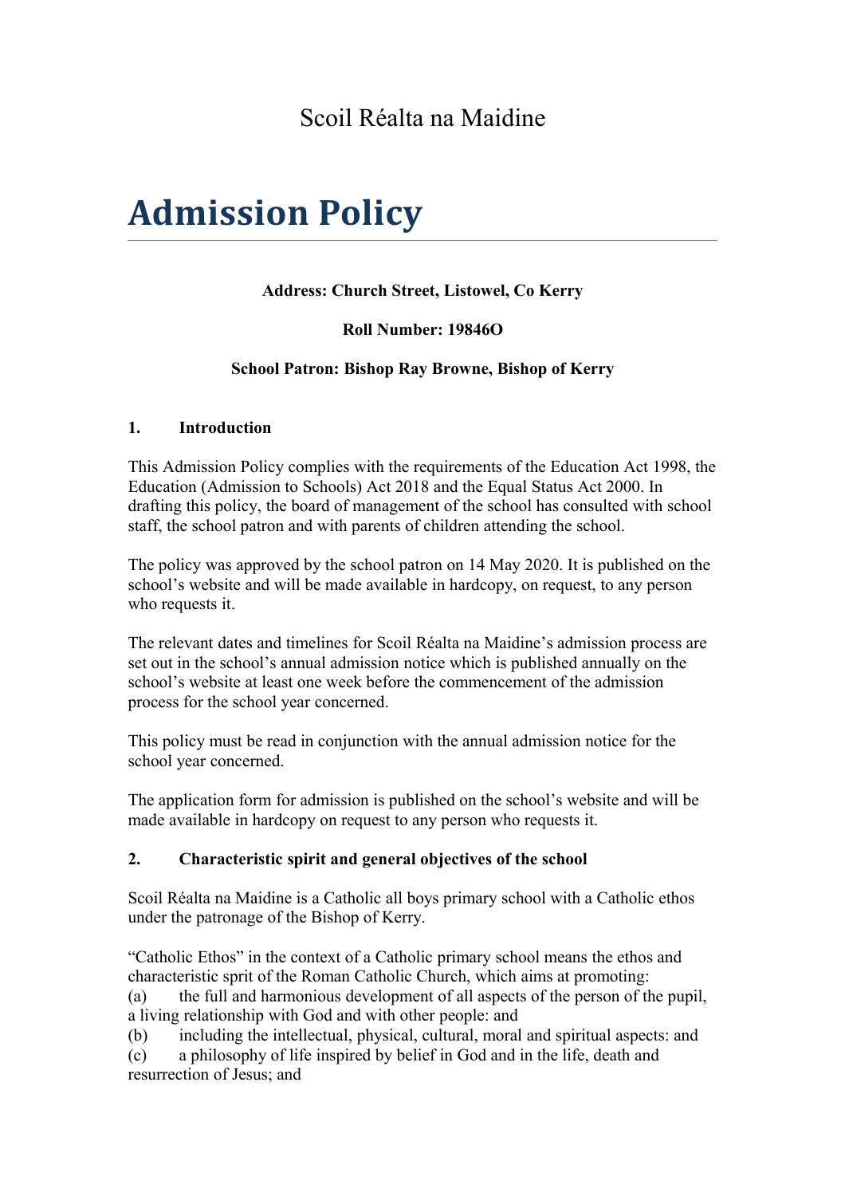Scoil Réalta na Maidine

# Admission Policy

**Address: Church Street, Listowel, Co Kerry**

**Roll Number: 19846O**

**School Patron: Bishop Ray Browne, Bishop of Kerry**

## 1. Introduction

This Admission Policy complies with the requirements of the Education Act 1998, the Education (Admission to Schools) Act 2018 and the Equal Status Act 2000. In drafting this policy, the board of management of the school has consulted with school staff, the school patron and with parents of children attending the school.

The policy was approved by the school patron on 14 May 2020. It is published on the school's website and will be made available in hardcopy, on request, to any person who requests it.

The relevant dates and timelines for Scoil Réalta na Maidine's admission process are set out in the school's annual admission notice which is published annually on the school's website at least one week before the commencement of the admission process for the school year concerned.

This policy must be read in conjunction with the annual admission notice for the school year concerned.

The application form for admission is published on the school's website and will be made available in hardcopy on request to any person who requests it.

## 2. Characteristic spirit and general objectives of the school

Scoil Réalta na Maidine is a Catholic all boys primary school with a Catholic ethos under the patronage of the Bishop of Kerry.

"Catholic Ethos" in the context of a Catholic primary school means the ethos and characteristic sprit of the Roman Catholic Church, which aims at promoting:

(a) the full and harmonious development of all aspects of the person of the pupil, a living relationship with God and with other people: and

(b) including the intellectual, physical, cultural, moral and spiritual aspects: and

(c) a philosophy of life inspired by belief in God and in the life, death and resurrection of Jesus; and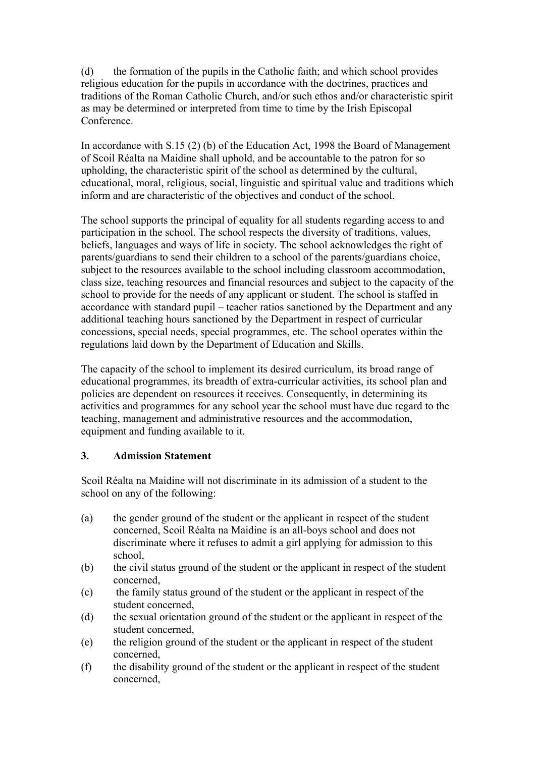(d) the formation of the pupils in the Catholic faith; and which school provides religious education for the pupils in accordance with the doctrines, practices and traditions of the Roman Catholic Church, and/or such ethos and/or characteristic spirit as may be determined or interpreted from time to time by the Irish Episcopal Conference.

In accordance with S.15 (2) (b) of the Education Act, 1998 the Board of Management of Scoil Réalta na Maidine shall uphold, and be accountable to the patron for so upholding, the characteristic spirit of the school as determined by the cultural, educational, moral, religious, social, linguistic and spiritual value and traditions which inform and are characteristic of the objectives and conduct of the school.

The school supports the principal of equality for all students regarding access to and participation in the school. The school respects the diversity of traditions, values, beliefs, languages and ways of life in society. The school acknowledges the right of parents/guardians to send their children to a school of the parents/guardians choice, subject to the resources available to the school including classroom accommodation, class size, teaching resources and financial resources and subject to the capacity of the school to provide for the needs of any applicant or student. The school is staffed in accordance with standard pupil – teacher ratios sanctioned by the Department and any additional teaching hours sanctioned by the Department in respect of curricular concessions, special needs, special programmes, etc. The school operates within the regulations laid down by the Department of Education and Skills.

The capacity of the school to implement its desired curriculum, its broad range of educational programmes, its breadth of extra-curricular activities, its school plan and policies are dependent on resources it receives. Consequently, in determining its activities and programmes for any school year the school must have due regard to the teaching, management and administrative resources and the accommodation, equipment and funding available to it.

### 3. Admission Statement

Scoil Réalta na Maidine will not discriminate in its admission of a student to the school on any of the following:

(a) the gender ground of the student or the applicant in respect of the student concerned, Scoil Réalta na Maidine is an all-boys school and does not discriminate where it refuses to admit a girl applying for admission to this school,

(b) the civil status ground of the student or the applicant in respect of the student concerned,

(c) the family status ground of the student or the applicant in respect of the student concerned,

(d) the sexual orientation ground of the student or the applicant in respect of the student concerned,

(e) the religion ground of the student or the applicant in respect of the student concerned,

(f) the disability ground of the student or the applicant in respect of the student concerned,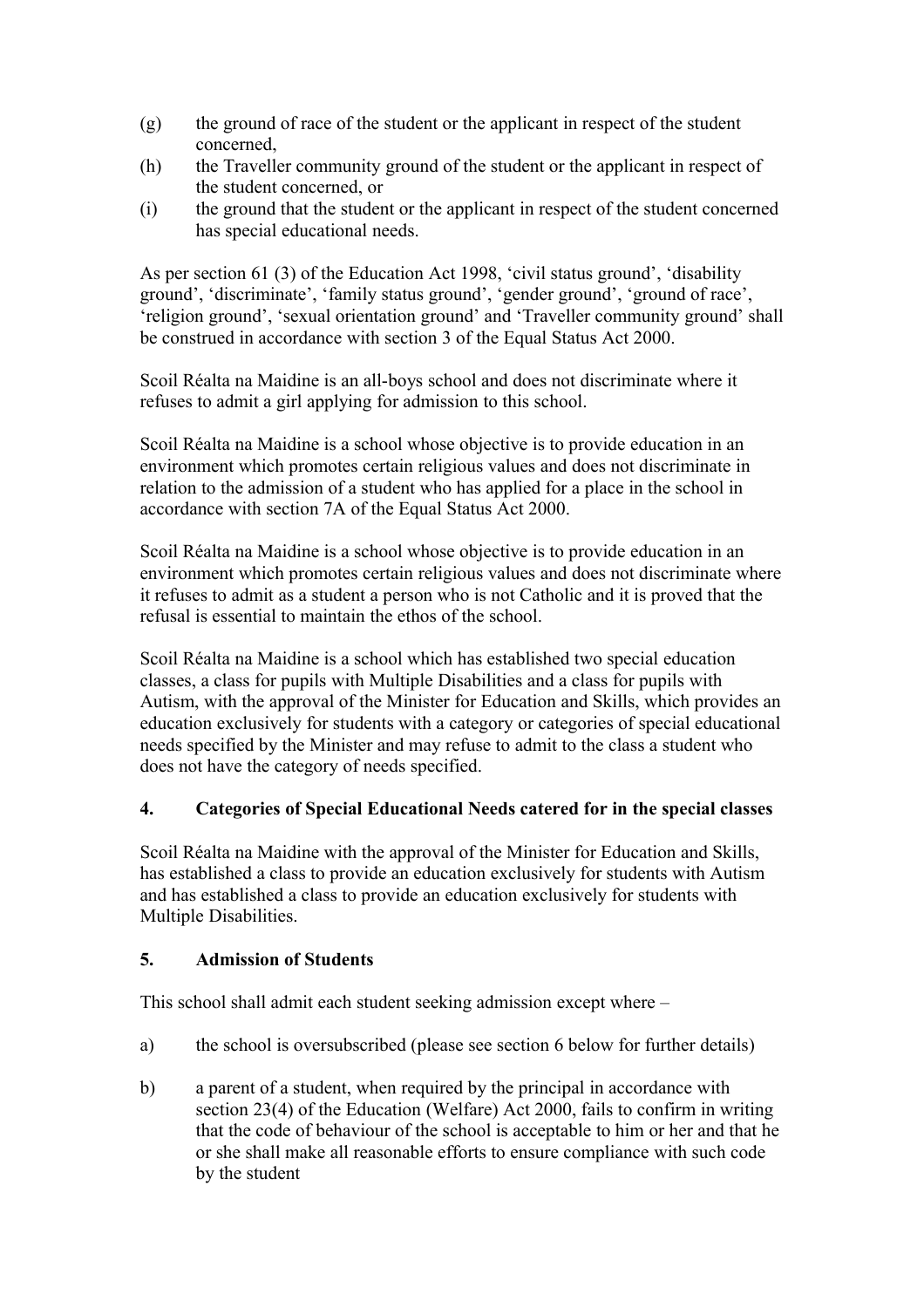(g) the ground of race of the student or the applicant in respect of the student concerned,

(h) the Traveller community ground of the student or the applicant in respect of the student concerned, or

(i) the ground that the student or the applicant in respect of the student concerned has special educational needs.

As per section 61 (3) of the Education Act 1998, 'civil status ground', 'disability ground', 'discriminate', 'family status ground', 'gender ground', 'ground of race', 'religion ground', 'sexual orientation ground' and 'Traveller community ground' shall be construed in accordance with section 3 of the Equal Status Act 2000.

Scoil Réalta na Maidine is an all-boys school and does not discriminate where it refuses to admit a girl applying for admission to this school.

Scoil Réalta na Maidine is a school whose objective is to provide education in an environment which promotes certain religious values and does not discriminate in relation to the admission of a student who has applied for a place in the school in accordance with section 7A of the Equal Status Act 2000.

Scoil Réalta na Maidine is a school whose objective is to provide education in an environment which promotes certain religious values and does not discriminate where it refuses to admit as a student a person who is not Catholic and it is proved that the refusal is essential to maintain the ethos of the school.

Scoil Réalta na Maidine is a school which has established two special education classes, a class for pupils with Multiple Disabilities and a class for pupils with Autism, with the approval of the Minister for Education and Skills, which provides an education exclusively for students with a category or categories of special educational needs specified by the Minister and may refuse to admit to the class a student who does not have the category of needs specified.

## 4. Categories of Special Educational Needs catered for in the special classes

Scoil Réalta na Maidine with the approval of the Minister for Education and Skills, has established a class to provide an education exclusively for students with Autism and has established a class to provide an education exclusively for students with Multiple Disabilities.

## 5. Admission of Students

This school shall admit each student seeking admission except where –

a) the school is oversubscribed (please see section 6 below for further details)

b) a parent of a student, when required by the principal in accordance with section 23(4) of the Education (Welfare) Act 2000, fails to confirm in writing that the code of behaviour of the school is acceptable to him or her and that he or she shall make all reasonable efforts to ensure compliance with such code by the student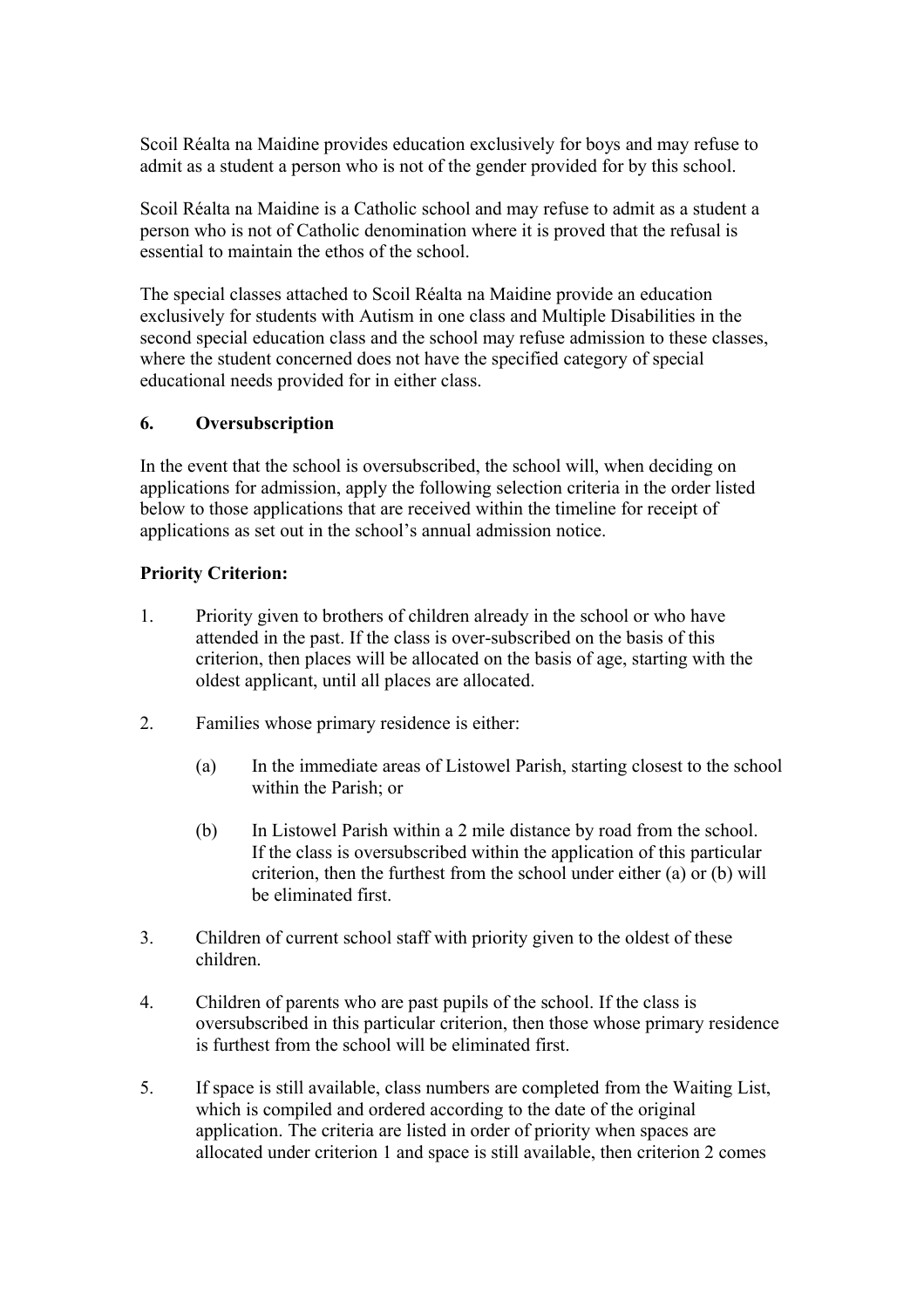Scoil Réalta na Maidine provides education exclusively for boys and may refuse to admit as a student a person who is not of the gender provided for by this school.

Scoil Réalta na Maidine is a Catholic school and may refuse to admit as a student a person who is not of Catholic denomination where it is proved that the refusal is essential to maintain the ethos of the school.

The special classes attached to Scoil Réalta na Maidine provide an education exclusively for students with Autism in one class and Multiple Disabilities in the second special education class and the school may refuse admission to these classes, where the student concerned does not have the specified category of special educational needs provided for in either class.

## 6. Oversubscription

In the event that the school is oversubscribed, the school will, when deciding on applications for admission, apply the following selection criteria in the order listed below to those applications that are received within the timeline for receipt of applications as set out in the school's annual admission notice.

**Priority Criterion:**

1. Priority given to brothers of children already in the school or who have attended in the past. If the class is over-subscribed on the basis of this criterion, then places will be allocated on the basis of age, starting with the oldest applicant, until all places are allocated.

2. Families whose primary residence is either:

   (a) In the immediate areas of Listowel Parish, starting closest to the school within the Parish; or

   (b) In Listowel Parish within a 2 mile distance by road from the school. If the class is oversubscribed within the application of this particular criterion, then the furthest from the school under either (a) or (b) will be eliminated first.

3. Children of current school staff with priority given to the oldest of these children.

4. Children of parents who are past pupils of the school. If the class is oversubscribed in this particular criterion, then those whose primary residence is furthest from the school will be eliminated first.

5. If space is still available, class numbers are completed from the Waiting List, which is compiled and ordered according to the date of the original application. The criteria are listed in order of priority when spaces are allocated under criterion 1 and space is still available, then criterion 2 comes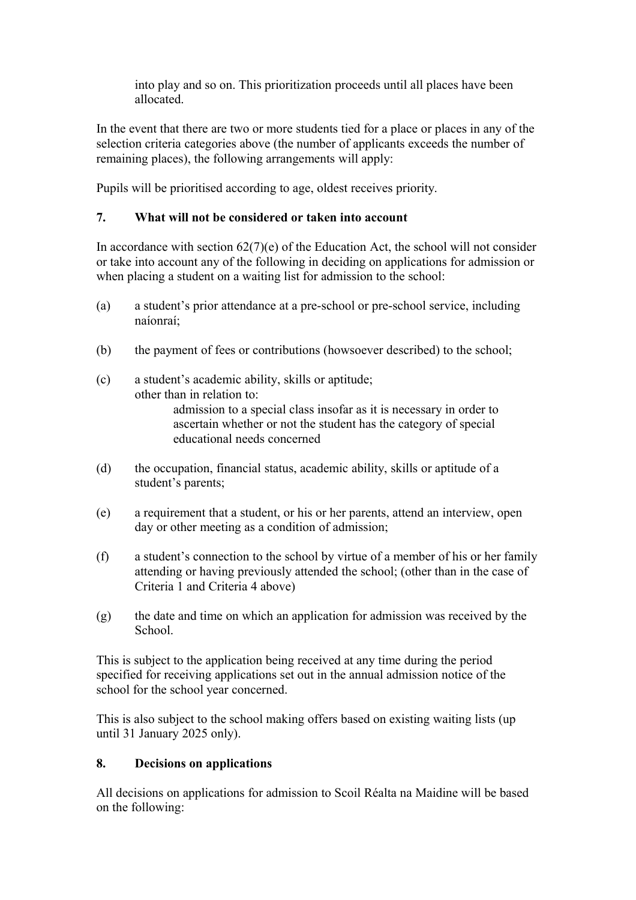into play and so on. This prioritization proceeds until all places have been allocated.

In the event that there are two or more students tied for a place or places in any of the selection criteria categories above (the number of applicants exceeds the number of remaining places), the following arrangements will apply:

Pupils will be prioritised according to age, oldest receives priority.

## 7. What will not be considered or taken into account

In accordance with section 62(7)(e) of the Education Act, the school will not consider or take into account any of the following in deciding on applications for admission or when placing a student on a waiting list for admission to the school:

(a) a student's prior attendance at a pre-school or pre-school service, including naíonraí;

(b) the payment of fees or contributions (howsoever described) to the school;

(c) a student's academic ability, skills or aptitude;
other than in relation to:
admission to a special class insofar as it is necessary in order to ascertain whether or not the student has the category of special educational needs concerned

(d) the occupation, financial status, academic ability, skills or aptitude of a student's parents;

(e) a requirement that a student, or his or her parents, attend an interview, open day or other meeting as a condition of admission;

(f) a student's connection to the school by virtue of a member of his or her family attending or having previously attended the school; (other than in the case of Criteria 1 and Criteria 4 above)

(g) the date and time on which an application for admission was received by the School.

This is subject to the application being received at any time during the period specified for receiving applications set out in the annual admission notice of the school for the school year concerned.

This is also subject to the school making offers based on existing waiting lists (up until 31 January 2025 only).

## 8. Decisions on applications

All decisions on applications for admission to Scoil Réalta na Maidine will be based on the following: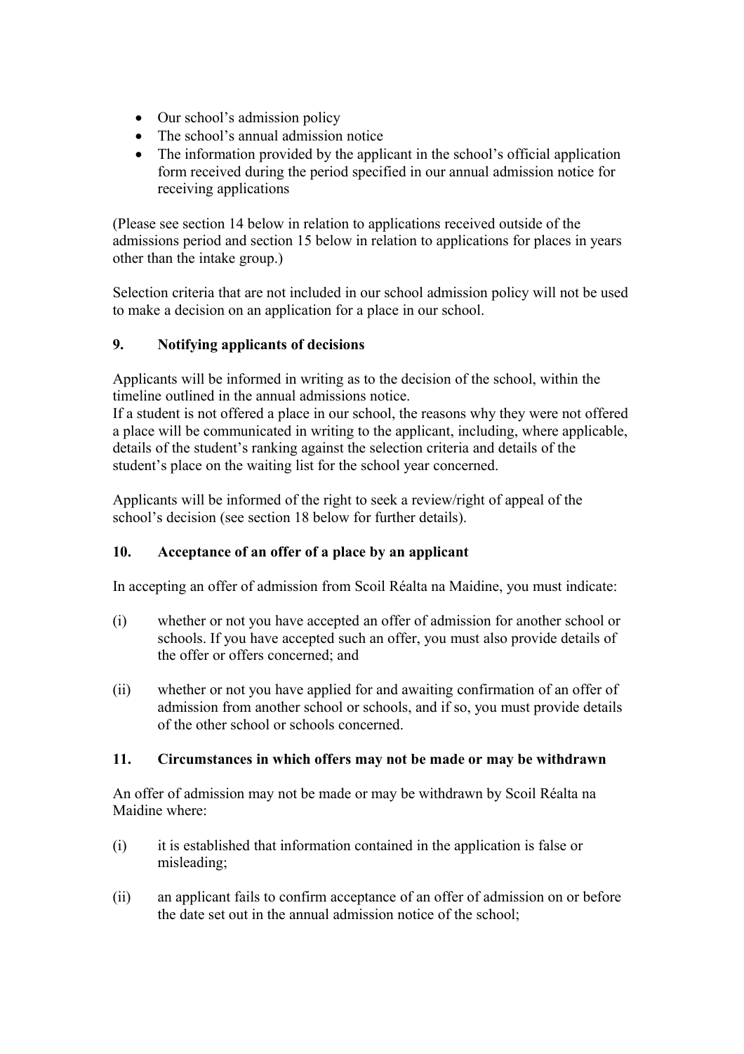- Our school's admission policy
- The school's annual admission notice
- The information provided by the applicant in the school's official application form received during the period specified in our annual admission notice for receiving applications

(Please see section 14 below in relation to applications received outside of the admissions period and section 15 below in relation to applications for places in years other than the intake group.)

Selection criteria that are not included in our school admission policy will not be used to make a decision on an application for a place in our school.

## 9. Notifying applicants of decisions

Applicants will be informed in writing as to the decision of the school, within the timeline outlined in the annual admissions notice.
If a student is not offered a place in our school, the reasons why they were not offered a place will be communicated in writing to the applicant, including, where applicable, details of the student's ranking against the selection criteria and details of the student's place on the waiting list for the school year concerned.

Applicants will be informed of the right to seek a review/right of appeal of the school's decision (see section 18 below for further details).

## 10. Acceptance of an offer of a place by an applicant

In accepting an offer of admission from Scoil Réalta na Maidine, you must indicate:

(i) whether or not you have accepted an offer of admission for another school or schools. If you have accepted such an offer, you must also provide details of the offer or offers concerned; and

(ii) whether or not you have applied for and awaiting confirmation of an offer of admission from another school or schools, and if so, you must provide details of the other school or schools concerned.

## 11. Circumstances in which offers may not be made or may be withdrawn

An offer of admission may not be made or may be withdrawn by Scoil Réalta na Maidine where:

(i) it is established that information contained in the application is false or misleading;

(ii) an applicant fails to confirm acceptance of an offer of admission on or before the date set out in the annual admission notice of the school;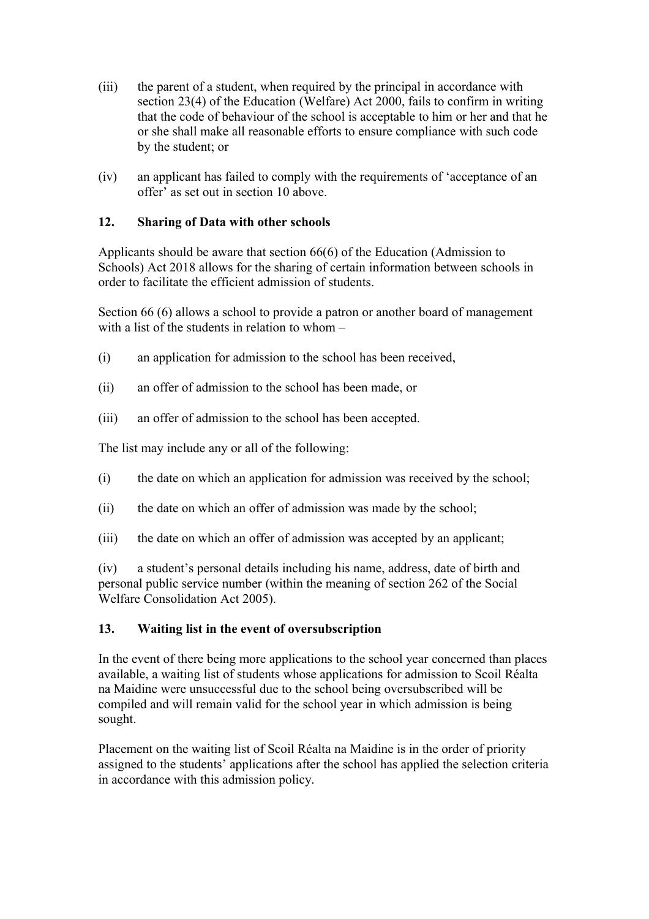(iii) the parent of a student, when required by the principal in accordance with section 23(4) of the Education (Welfare) Act 2000, fails to confirm in writing that the code of behaviour of the school is acceptable to him or her and that he or she shall make all reasonable efforts to ensure compliance with such code by the student; or

(iv) an applicant has failed to comply with the requirements of 'acceptance of an offer' as set out in section 10 above.

## 12. Sharing of Data with other schools

Applicants should be aware that section 66(6) of the Education (Admission to Schools) Act 2018 allows for the sharing of certain information between schools in order to facilitate the efficient admission of students.

Section 66 (6) allows a school to provide a patron or another board of management with a list of the students in relation to whom –

(i) an application for admission to the school has been received,

(ii) an offer of admission to the school has been made, or

(iii) an offer of admission to the school has been accepted.

The list may include any or all of the following:

(i) the date on which an application for admission was received by the school;

(ii) the date on which an offer of admission was made by the school;

(iii) the date on which an offer of admission was accepted by an applicant;

(iv) a student's personal details including his name, address, date of birth and personal public service number (within the meaning of section 262 of the Social Welfare Consolidation Act 2005).

## 13. Waiting list in the event of oversubscription

In the event of there being more applications to the school year concerned than places available, a waiting list of students whose applications for admission to Scoil Réalta na Maidine were unsuccessful due to the school being oversubscribed will be compiled and will remain valid for the school year in which admission is being sought.

Placement on the waiting list of Scoil Réalta na Maidine is in the order of priority assigned to the students' applications after the school has applied the selection criteria in accordance with this admission policy.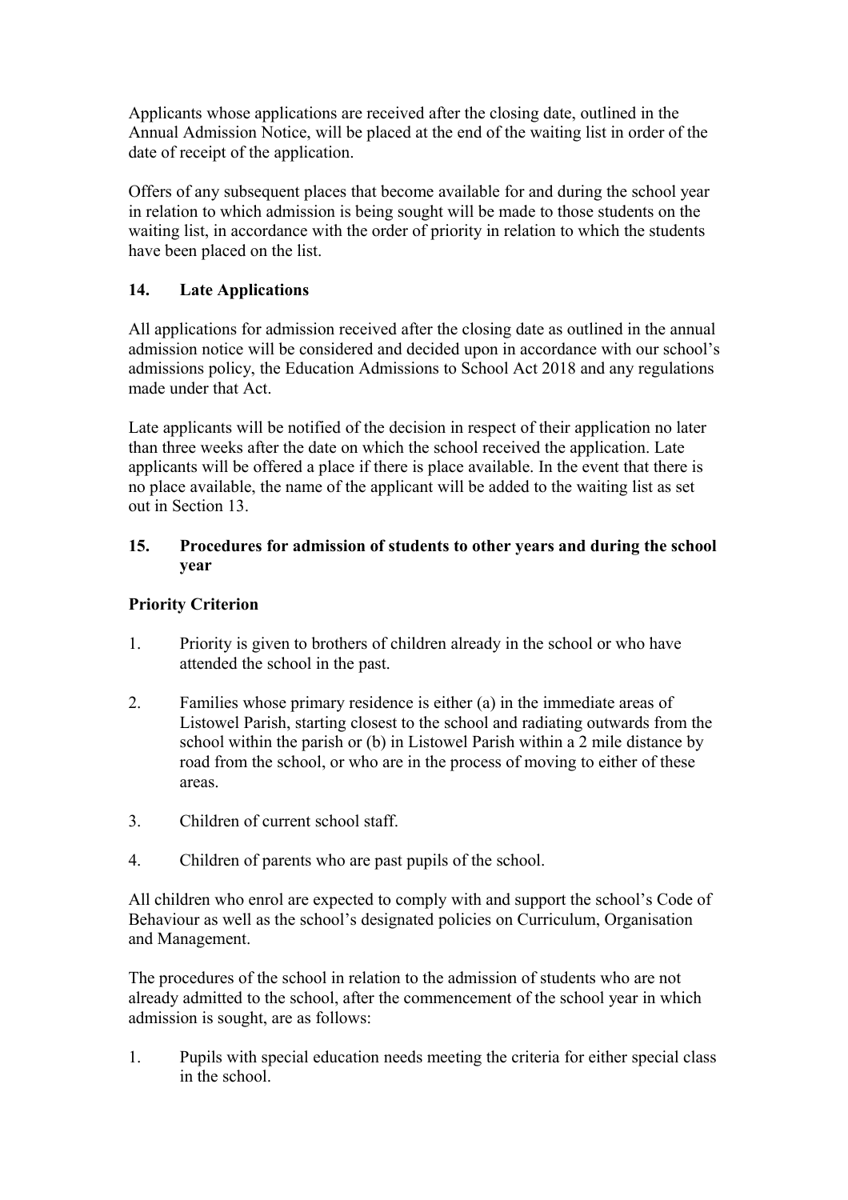Applicants whose applications are received after the closing date, outlined in the Annual Admission Notice, will be placed at the end of the waiting list in order of the date of receipt of the application.

Offers of any subsequent places that become available for and during the school year in relation to which admission is being sought will be made to those students on the waiting list, in accordance with the order of priority in relation to which the students have been placed on the list.

## 14. Late Applications

All applications for admission received after the closing date as outlined in the annual admission notice will be considered and decided upon in accordance with our school's admissions policy, the Education Admissions to School Act 2018 and any regulations made under that Act.

Late applicants will be notified of the decision in respect of their application no later than three weeks after the date on which the school received the application. Late applicants will be offered a place if there is place available. In the event that there is no place available, the name of the applicant will be added to the waiting list as set out in Section 13.

## 15. Procedures for admission of students to other years and during the school year

**Priority Criterion**

1. Priority is given to brothers of children already in the school or who have attended the school in the past.
2. Families whose primary residence is either (a) in the immediate areas of Listowel Parish, starting closest to the school and radiating outwards from the school within the parish or (b) in Listowel Parish within a 2 mile distance by road from the school, or who are in the process of moving to either of these areas.
3. Children of current school staff.
4. Children of parents who are past pupils of the school.

All children who enrol are expected to comply with and support the school's Code of Behaviour as well as the school's designated policies on Curriculum, Organisation and Management.

The procedures of the school in relation to the admission of students who are not already admitted to the school, after the commencement of the school year in which admission is sought, are as follows:

1. Pupils with special education needs meeting the criteria for either special class in the school.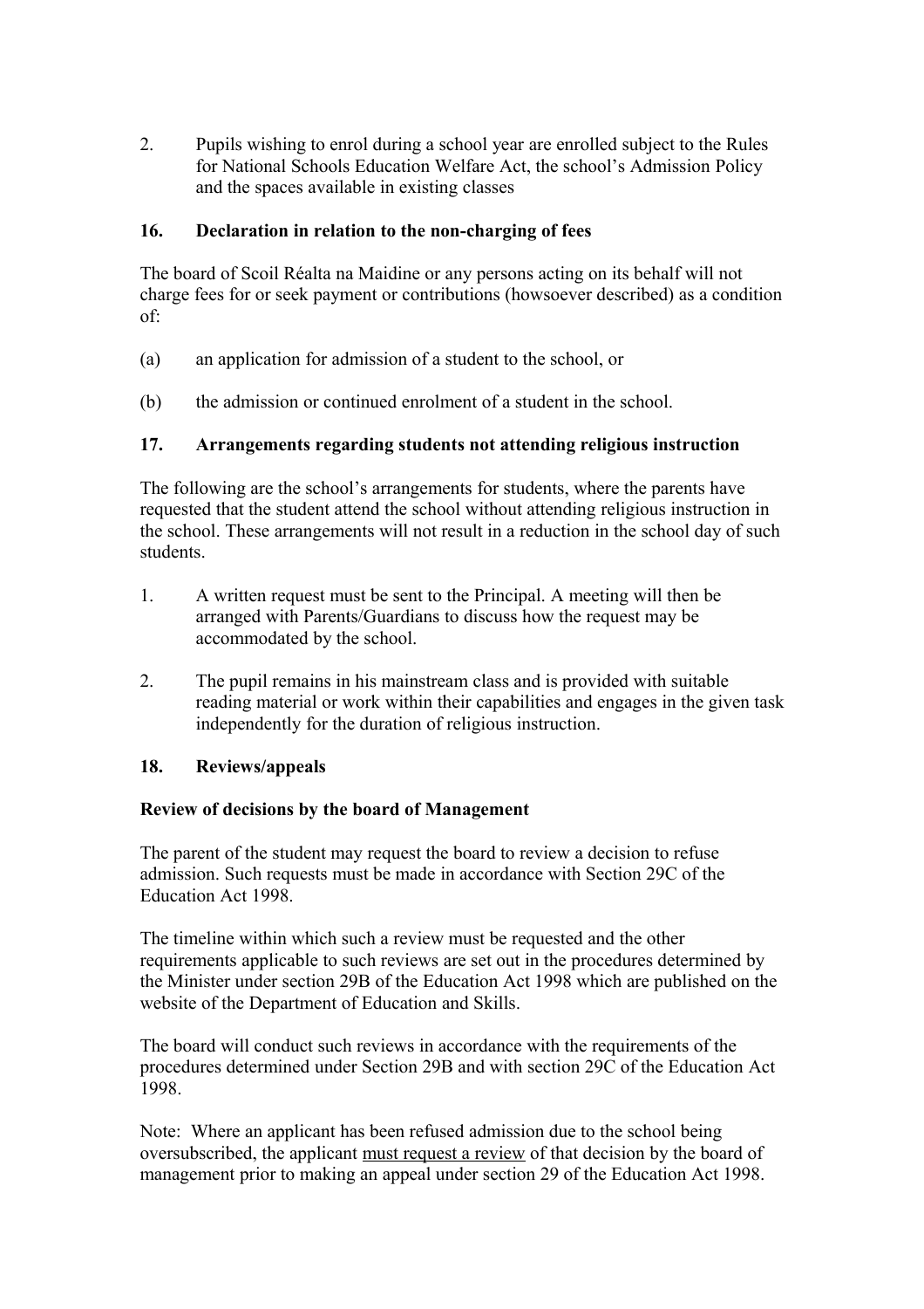2. Pupils wishing to enrol during a school year are enrolled subject to the Rules for National Schools Education Welfare Act, the school's Admission Policy and the spaces available in existing classes

## 16. Declaration in relation to the non-charging of fees

The board of Scoil Réalta na Maidine or any persons acting on its behalf will not charge fees for or seek payment or contributions (howsoever described) as a condition of:

(a) an application for admission of a student to the school, or

(b) the admission or continued enrolment of a student in the school.

## 17. Arrangements regarding students not attending religious instruction

The following are the school's arrangements for students, where the parents have requested that the student attend the school without attending religious instruction in the school. These arrangements will not result in a reduction in the school day of such students.

1. A written request must be sent to the Principal. A meeting will then be arranged with Parents/Guardians to discuss how the request may be accommodated by the school.

2. The pupil remains in his mainstream class and is provided with suitable reading material or work within their capabilities and engages in the given task independently for the duration of religious instruction.

## 18. Reviews/appeals

**Review of decisions by the board of Management**

The parent of the student may request the board to review a decision to refuse admission. Such requests must be made in accordance with Section 29C of the Education Act 1998.

The timeline within which such a review must be requested and the other requirements applicable to such reviews are set out in the procedures determined by the Minister under section 29B of the Education Act 1998 which are published on the website of the Department of Education and Skills.

The board will conduct such reviews in accordance with the requirements of the procedures determined under Section 29B and with section 29C of the Education Act 1998.

Note: Where an applicant has been refused admission due to the school being oversubscribed, the applicant <u>must request a review</u> of that decision by the board of management prior to making an appeal under section 29 of the Education Act 1998.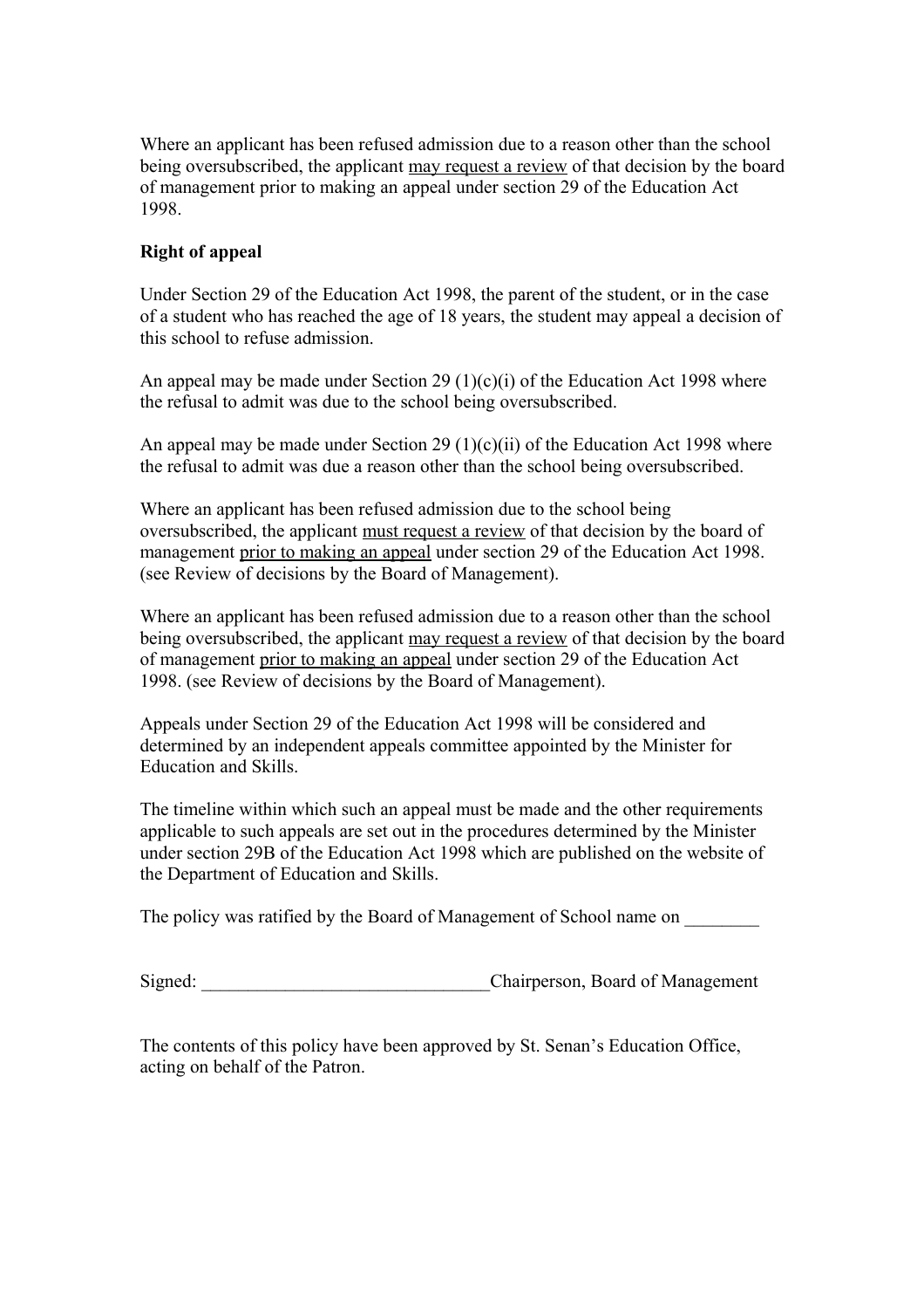Where an applicant has been refused admission due to a reason other than the school being oversubscribed, the applicant may request a review of that decision by the board of management prior to making an appeal under section 29 of the Education Act 1998.

**Right of appeal**

Under Section 29 of the Education Act 1998, the parent of the student, or in the case of a student who has reached the age of 18 years, the student may appeal a decision of this school to refuse admission.

An appeal may be made under Section 29 (1)(c)(i) of the Education Act 1998 where the refusal to admit was due to the school being oversubscribed.

An appeal may be made under Section 29 (1)(c)(ii) of the Education Act 1998 where the refusal to admit was due a reason other than the school being oversubscribed.

Where an applicant has been refused admission due to the school being oversubscribed, the applicant must request a review of that decision by the board of management prior to making an appeal under section 29 of the Education Act 1998. (see Review of decisions by the Board of Management).

Where an applicant has been refused admission due to a reason other than the school being oversubscribed, the applicant may request a review of that decision by the board of management prior to making an appeal under section 29 of the Education Act 1998. (see Review of decisions by the Board of Management).

Appeals under Section 29 of the Education Act 1998 will be considered and determined by an independent appeals committee appointed by the Minister for Education and Skills.

The timeline within which such an appeal must be made and the other requirements applicable to such appeals are set out in the procedures determined by the Minister under section 29B of the Education Act 1998 which are published on the website of the Department of Education and Skills.

The policy was ratified by the Board of Management of School name on ________

Signed: ______________________________Chairperson, Board of Management

The contents of this policy have been approved by St. Senan's Education Office, acting on behalf of the Patron.